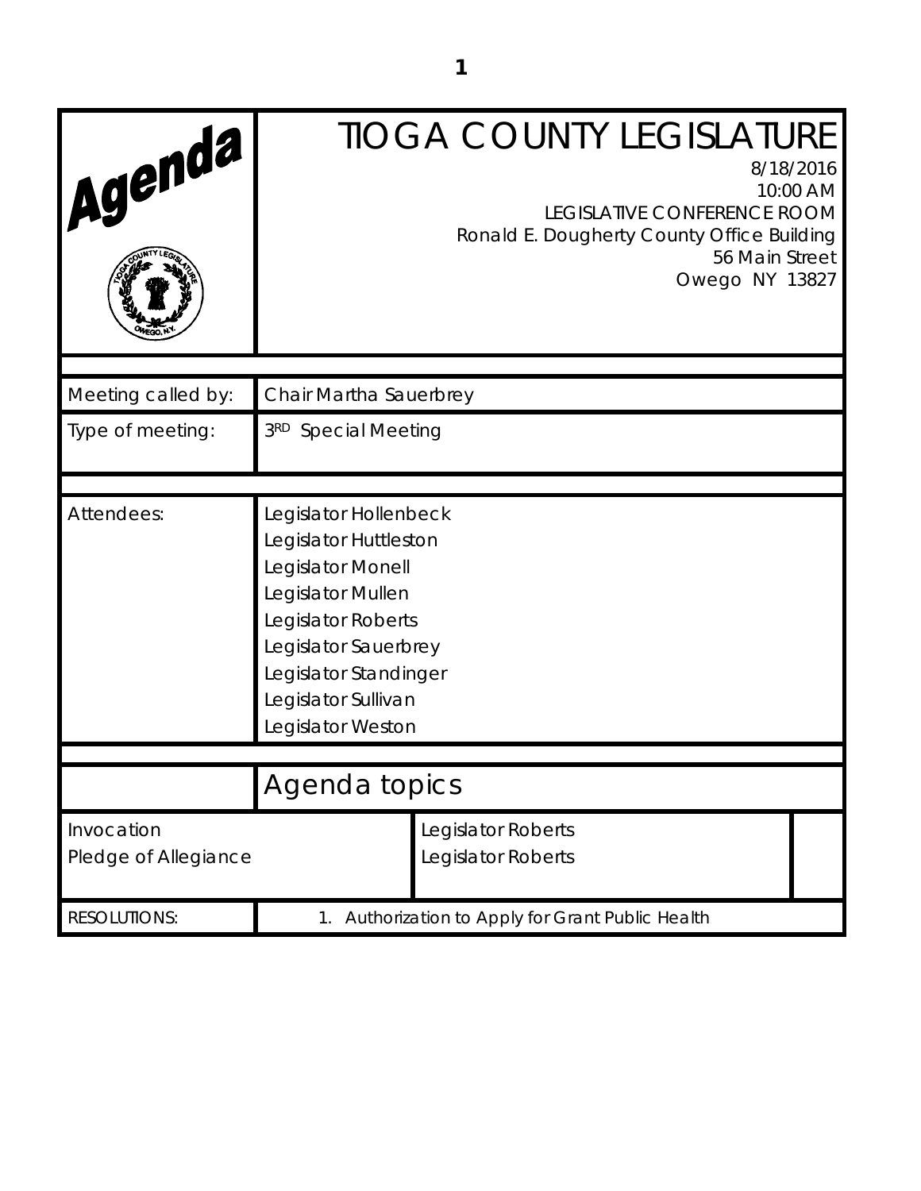# Agenda

# TIOGA COUNTY LEGISLATURE

8/18/2016
10:00 AM
LEGISLATIVE CONFERENCE ROOM
Ronald E. Dougherty County Office Building
56 Main Street
Owego NY 13827

| | |
|---|---|
| Meeting called by: | Chair Martha Sauerbrey |
| Type of meeting: | 3RD Special Meeting |
| Attendees: | Legislator Hollenbeck<br>Legislator Huttleston<br>Legislator Monell<br>Legislator Mullen<br>Legislator Roberts<br>Legislator Sauerbrey<br>Legislator Standinger<br>Legislator Sullivan<br>Legislator Weston |

## Agenda topics

| | |
|---|---|
| Invocation | Legislator Roberts |
| Pledge of Allegiance | Legislator Roberts |
| RESOLUTIONS: | 1. Authorization to Apply for Grant Public Health |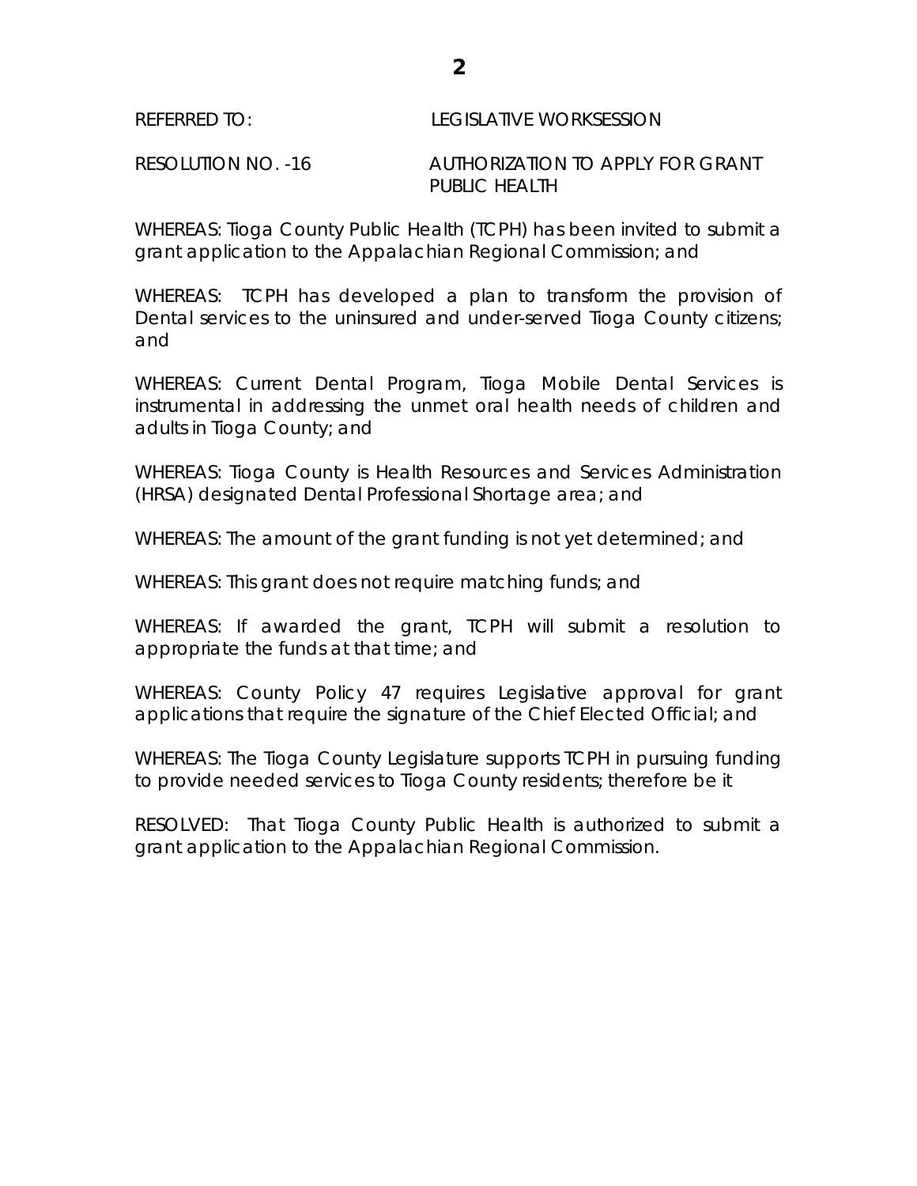REFERRED TO: LEGISLATIVE WORKSESSION

RESOLUTION NO. -16 AUTHORIZATION TO APPLY FOR GRANT PUBLIC HEALTH

WHEREAS: Tioga County Public Health (TCPH) has been invited to submit a grant application to the Appalachian Regional Commission; and

WHEREAS: TCPH has developed a plan to transform the provision of Dental services to the uninsured and under-served Tioga County citizens; and

WHEREAS: Current Dental Program, Tioga Mobile Dental Services is instrumental in addressing the unmet oral health needs of children and adults in Tioga County; and

WHEREAS: Tioga County is Health Resources and Services Administration (HRSA) designated Dental Professional Shortage area; and

WHEREAS: The amount of the grant funding is not yet determined; and

WHEREAS: This grant does not require matching funds; and

WHEREAS: If awarded the grant, TCPH will submit a resolution to appropriate the funds at that time; and

WHEREAS: County Policy 47 requires Legislative approval for grant applications that require the signature of the Chief Elected Official; and

WHEREAS: The Tioga County Legislature supports TCPH in pursuing funding to provide needed services to Tioga County residents; therefore be it

RESOLVED: That Tioga County Public Health is authorized to submit a grant application to the Appalachian Regional Commission.